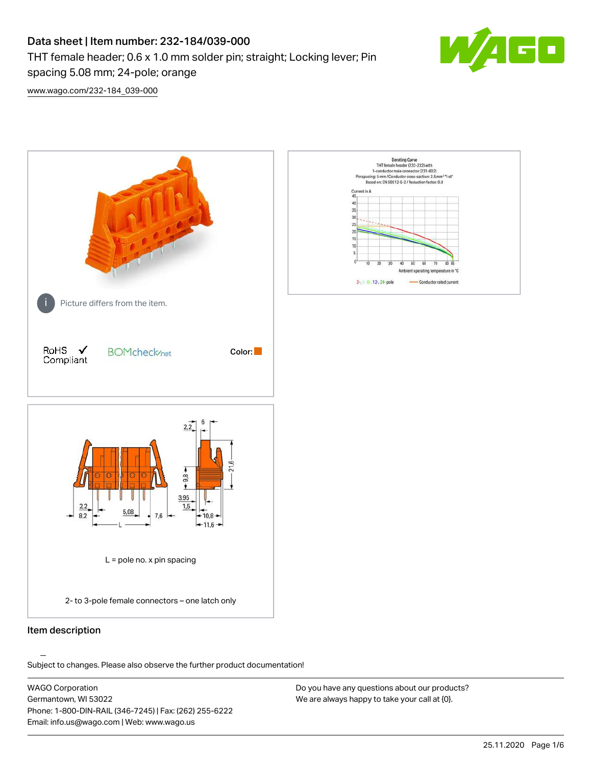# Data sheet | Item number: 232-184/039-000

THT female header; 0.6 x 1.0 mm solder pin; straight; Locking lever; Pin spacing 5.08 mm; 24-pole; orange

www.wago.com/232-184_039-000

Picture differs from the item.

RoHS ✓ Compliant

BOMcheck.net

Color:

L = pole no. x pin spacing

2- to 3-pole female connectors – one latch only

## Item description

Subject to changes. Please also observe the further product documentation!

WAGO Corporation
Germantown, WI 53022
Phone: 1-800-DIN-RAIL (346-7245) | Fax: (262) 255-6222
Email: info.us@wago.com | Web: www.wago.us

Do you have any questions about our products?
We are always happy to take your call at {0}.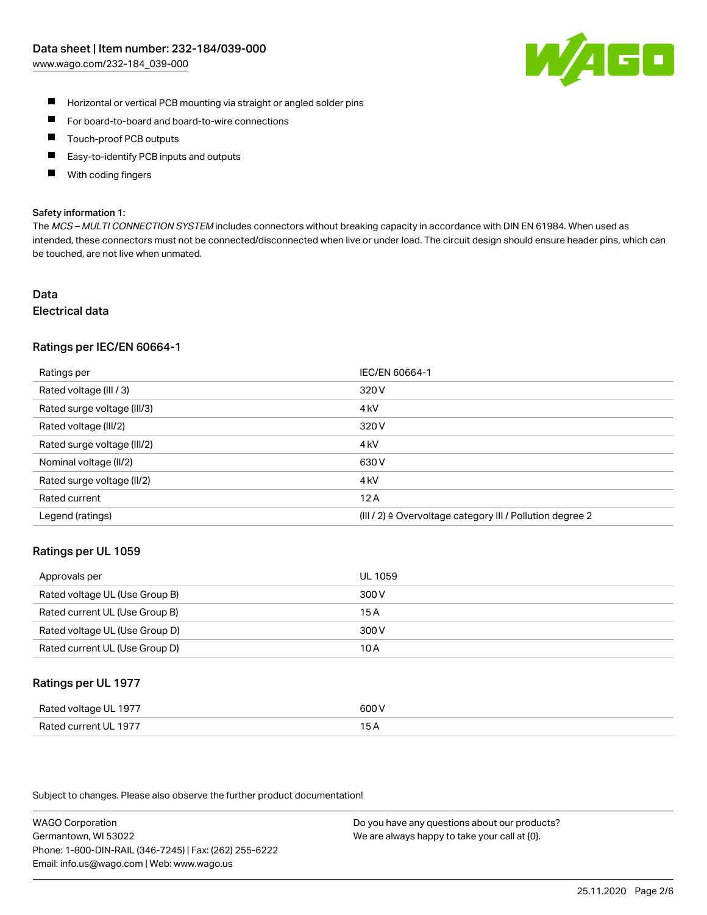- Horizontal or vertical PCB mounting via straight or angled solder pins
- For board-to-board and board-to-wire connections
- Touch-proof PCB outputs
- Easy-to-identify PCB inputs and outputs
- With coding fingers

**Safety information 1:**

The *MCS – MULTI CONNECTION SYSTEM* includes connectors without breaking capacity in accordance with DIN EN 61984. When used as intended, these connectors must not be connected/disconnected when live or under load. The circuit design should ensure header pins, which can be touched, are not live when unmated.

## Data

### Electrical data

#### Ratings per IEC/EN 60664-1

| Ratings per | IEC/EN 60664-1 |
|---|---|
| Rated voltage (III / 3) | 320 V |
| Rated surge voltage (III/3) | 4 kV |
| Rated voltage (III/2) | 320 V |
| Rated surge voltage (III/2) | 4 kV |
| Nominal voltage (II/2) | 630 V |
| Rated surge voltage (II/2) | 4 kV |
| Rated current | 12 A |
| Legend (ratings) | (III / 2) ≙ Overvoltage category III / Pollution degree 2 |

#### Ratings per UL 1059

| Approvals per | UL 1059 |
|---|---|
| Rated voltage UL (Use Group B) | 300 V |
| Rated current UL (Use Group B) | 15 A |
| Rated voltage UL (Use Group D) | 300 V |
| Rated current UL (Use Group D) | 10 A |

#### Ratings per UL 1977

| Rated voltage UL 1977 | 600 V |
|---|---|
| Rated current UL 1977 | 15 A |

Subject to changes. Please also observe the further product documentation!

WAGO Corporation
Germantown, WI 53022
Phone: 1-800-DIN-RAIL (346-7245) | Fax: (262) 255-6222
Email: info.us@wago.com | Web: www.wago.us

Do you have any questions about our products?
We are always happy to take your call at {0}.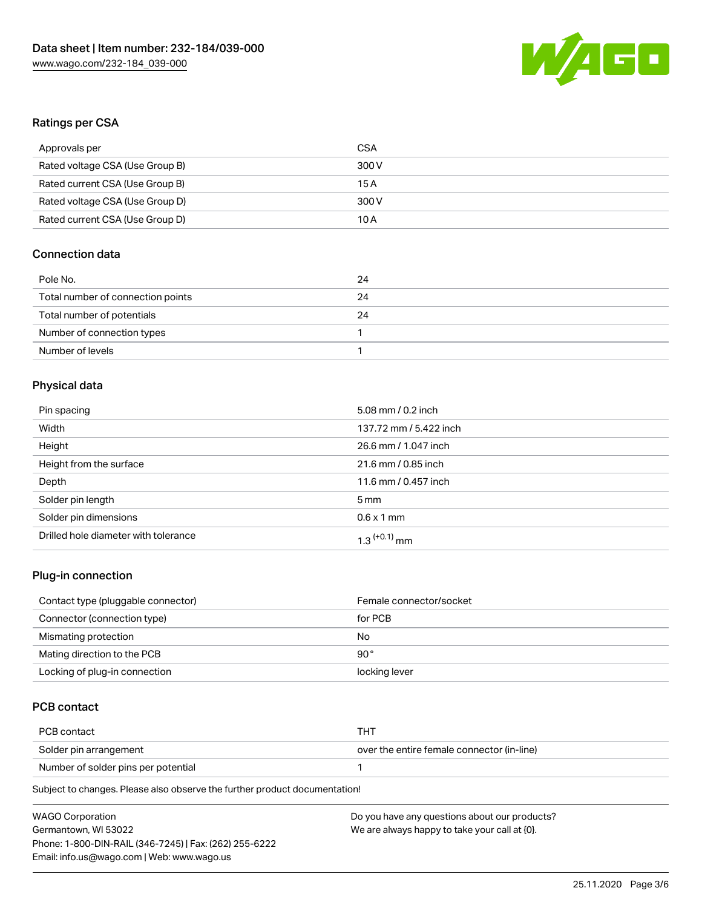## Ratings per CSA

| | |
|---|---|
| Approvals per | CSA |
| Rated voltage CSA (Use Group B) | 300 V |
| Rated current CSA (Use Group B) | 15 A |
| Rated voltage CSA (Use Group D) | 300 V |
| Rated current CSA (Use Group D) | 10 A |

## Connection data

| | |
|---|---|
| Pole No. | 24 |
| Total number of connection points | 24 |
| Total number of potentials | 24 |
| Number of connection types | 1 |
| Number of levels | 1 |

## Physical data

| | |
|---|---|
| Pin spacing | 5.08 mm / 0.2 inch |
| Width | 137.72 mm / 5.422 inch |
| Height | 26.6 mm / 1.047 inch |
| Height from the surface | 21.6 mm / 0.85 inch |
| Depth | 11.6 mm / 0.457 inch |
| Solder pin length | 5 mm |
| Solder pin dimensions | 0.6 x 1 mm |
| Drilled hole diameter with tolerance | $1.3^{(+0.1)}$ mm |

## Plug-in connection

| | |
|---|---|
| Contact type (pluggable connector) | Female connector/socket |
| Connector (connection type) | for PCB |
| Mismating protection | No |
| Mating direction to the PCB | 90 ° |
| Locking of plug-in connection | locking lever |

## PCB contact

| | |
|---|---|
| PCB contact | THT |
| Solder pin arrangement | over the entire female connector (in-line) |
| Number of solder pins per potential | 1 |

Subject to changes. Please also observe the further product documentation!

WAGO Corporation
Germantown, WI 53022
Phone: 1-800-DIN-RAIL (346-7245) | Fax: (262) 255-6222
Email: info.us@wago.com | Web: www.wago.us

Do you have any questions about our products?
We are always happy to take your call at {0}.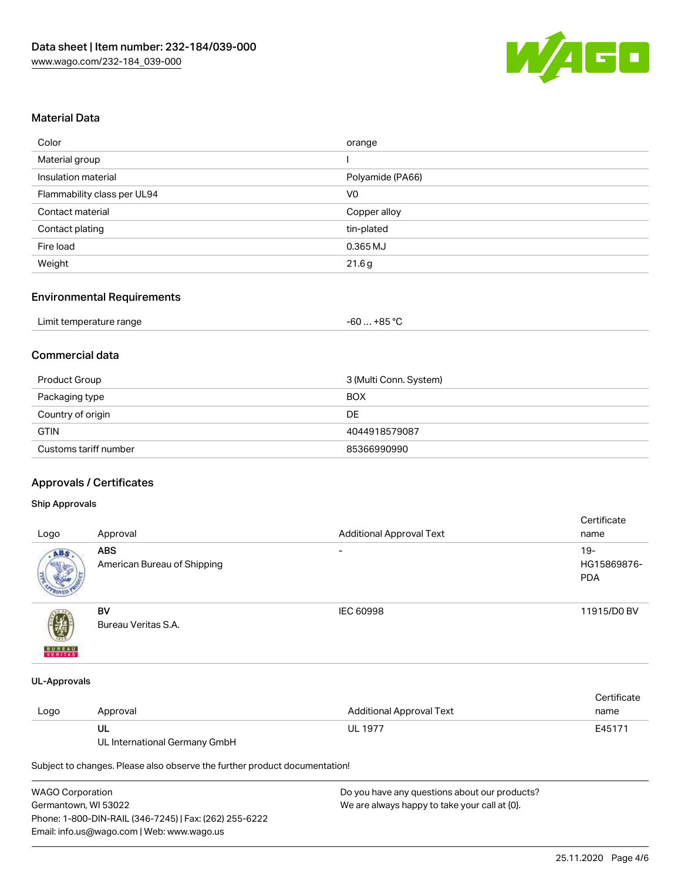## Material Data

| | |
|---|---|
| Color | orange |
| Material group | I |
| Insulation material | Polyamide (PA66) |
| Flammability class per UL94 | V0 |
| Contact material | Copper alloy |
| Contact plating | tin-plated |
| Fire load | 0.365 MJ |
| Weight | 21.6 g |

## Environmental Requirements

| | |
|---|---|
| Limit temperature range | -60 … +85 °C |

## Commercial data

| | |
|---|---|
| Product Group | 3 (Multi Conn. System) |
| Packaging type | BOX |
| Country of origin | DE |
| GTIN | 4044918579087 |
| Customs tariff number | 85366990990 |

## Approvals / Certificates

### Ship Approvals

| Logo | Approval | Additional Approval Text | Certificate name |
|---|---|---|---|
| | **ABS** American Bureau of Shipping | - | 19-HG15869876-PDA |
| | **BV** Bureau Veritas S.A. | IEC 60998 | 11915/D0 BV |

### UL-Approvals

| Logo | Approval | Additional Approval Text | Certificate name |
|---|---|---|---|
| | **UL** UL International Germany GmbH | UL 1977 | E45171 |

Subject to changes. Please also observe the further product documentation!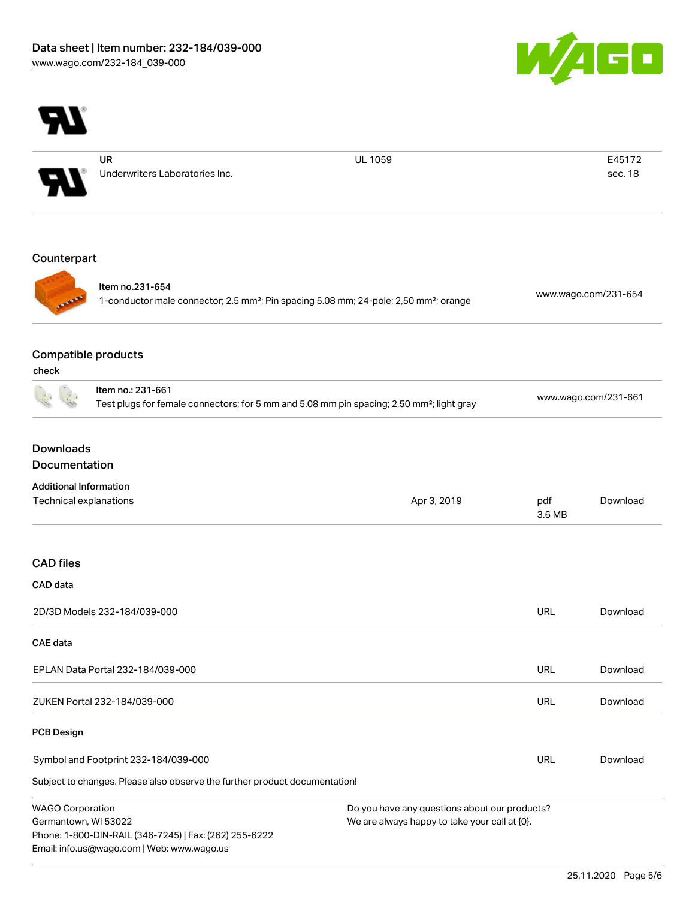Data sheet | Item number: 232-184/039-000
www.wago.com/232-184_039-000

| | | | |
|---|---|---|---|
| | UR<br>Underwriters Laboratories Inc. | UL 1059 | E45172<br>sec. 18 |

## Counterpart

| | | |
|---|---|---|
| | Item no.231-654<br>1-conductor male connector; 2.5 mm²; Pin spacing 5.08 mm; 24-pole; 2,50 mm²; orange | www.wago.com/231-654 |

## Compatible products

check

| | | |
|---|---|---|
| | Item no.: 231-661<br>Test plugs for female connectors; for 5 mm and 5.08 mm pin spacing; 2,50 mm²; light gray | www.wago.com/231-661 |

## Downloads
## Documentation

**Additional Information**

| | | | |
|---|---|---|---|
| Technical explanations | Apr 3, 2019 | pdf<br>3.6 MB | Download |

## CAD files

**CAD data**

| | | |
|---|---|---|
| 2D/3D Models 232-184/039-000 | URL | Download |

**CAE data**

| | | |
|---|---|---|
| EPLAN Data Portal 232-184/039-000 | URL | Download |
| ZUKEN Portal 232-184/039-000 | URL | Download |

**PCB Design**

| | | |
|---|---|---|
| Symbol and Footprint 232-184/039-000 | URL | Download |

Subject to changes. Please also observe the further product documentation!

WAGO Corporation
Germantown, WI 53022
Phone: 1-800-DIN-RAIL (346-7245) | Fax: (262) 255-6222
Email: info.us@wago.com | Web: www.wago.us

Do you have any questions about our products?
We are always happy to take your call at {0}.

25.11.2020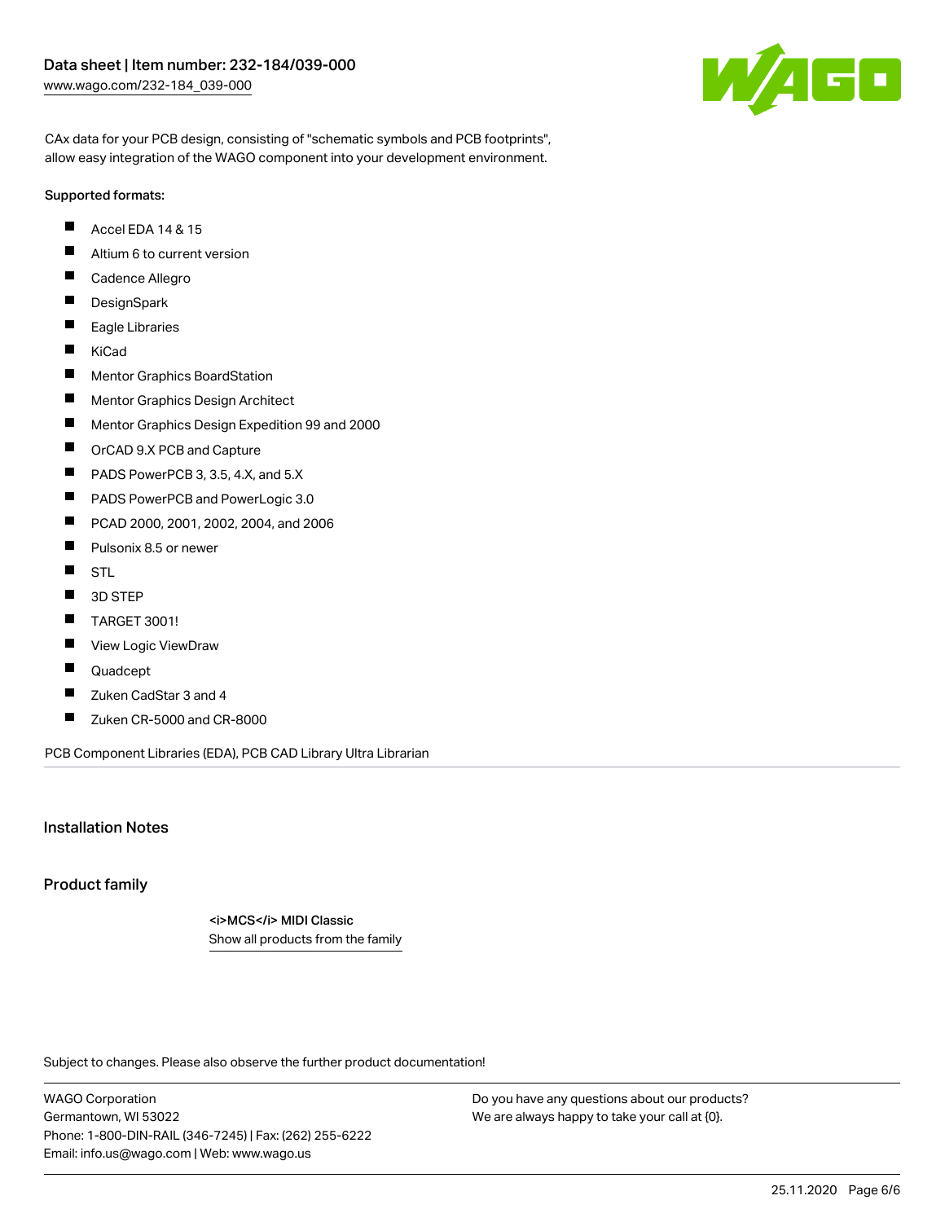CAx data for your PCB design, consisting of "schematic symbols and PCB footprints", allow easy integration of the WAGO component into your development environment.

Supported formats:

- Accel EDA 14 & 15
- Altium 6 to current version
- Cadence Allegro
- DesignSpark
- Eagle Libraries
- KiCad
- Mentor Graphics BoardStation
- Mentor Graphics Design Architect
- Mentor Graphics Design Expedition 99 and 2000
- OrCAD 9.X PCB and Capture
- PADS PowerPCB 3, 3.5, 4.X, and 5.X
- PADS PowerPCB and PowerLogic 3.0
- PCAD 2000, 2001, 2002, 2004, and 2006
- Pulsonix 8.5 or newer
- STL
- 3D STEP
- TARGET 3001!
- View Logic ViewDraw
- Quadcept
- Zuken CadStar 3 and 4
- Zuken CR-5000 and CR-8000

PCB Component Libraries (EDA), PCB CAD Library Ultra Librarian

## Installation Notes

## Product family

<i>MCS</i> MIDI Classic
Show all products from the family

Subject to changes. Please also observe the further product documentation!

WAGO Corporation
Germantown, WI 53022
Phone: 1-800-DIN-RAIL (346-7245) | Fax: (262) 255-6222
Email: info.us@wago.com | Web: www.wago.us

Do you have any questions about our products?
We are always happy to take your call at {0}.